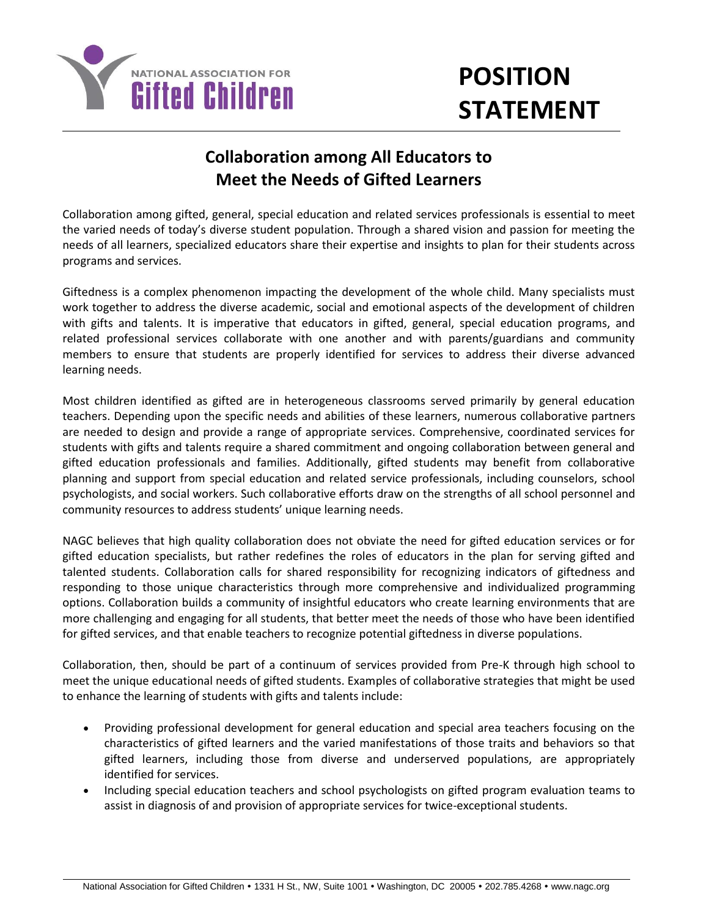NATIONAL ASSOCIATION FOR **Gifted Children**

# POSITION STATEMENT

## Collaboration among All Educators to Meet the Needs of Gifted Learners

Collaboration among gifted, general, special education and related services professionals is essential to meet the varied needs of today's diverse student population. Through a shared vision and passion for meeting the needs of all learners, specialized educators share their expertise and insights to plan for their students across programs and services.

Giftedness is a complex phenomenon impacting the development of the whole child. Many specialists must work together to address the diverse academic, social and emotional aspects of the development of children with gifts and talents. It is imperative that educators in gifted, general, special education programs, and related professional services collaborate with one another and with parents/guardians and community members to ensure that students are properly identified for services to address their diverse advanced learning needs.

Most children identified as gifted are in heterogeneous classrooms served primarily by general education teachers. Depending upon the specific needs and abilities of these learners, numerous collaborative partners are needed to design and provide a range of appropriate services. Comprehensive, coordinated services for students with gifts and talents require a shared commitment and ongoing collaboration between general and gifted education professionals and families. Additionally, gifted students may benefit from collaborative planning and support from special education and related service professionals, including counselors, school psychologists, and social workers. Such collaborative efforts draw on the strengths of all school personnel and community resources to address students' unique learning needs.

NAGC believes that high quality collaboration does not obviate the need for gifted education services or for gifted education specialists, but rather redefines the roles of educators in the plan for serving gifted and talented students. Collaboration calls for shared responsibility for recognizing indicators of giftedness and responding to those unique characteristics through more comprehensive and individualized programming options. Collaboration builds a community of insightful educators who create learning environments that are more challenging and engaging for all students, that better meet the needs of those who have been identified for gifted services, and that enable teachers to recognize potential giftedness in diverse populations.

Collaboration, then, should be part of a continuum of services provided from Pre-K through high school to meet the unique educational needs of gifted students. Examples of collaborative strategies that might be used to enhance the learning of students with gifts and talents include:

- Providing professional development for general education and special area teachers focusing on the characteristics of gifted learners and the varied manifestations of those traits and behaviors so that gifted learners, including those from diverse and underserved populations, are appropriately identified for services.
- Including special education teachers and school psychologists on gifted program evaluation teams to assist in diagnosis of and provision of appropriate services for twice-exceptional students.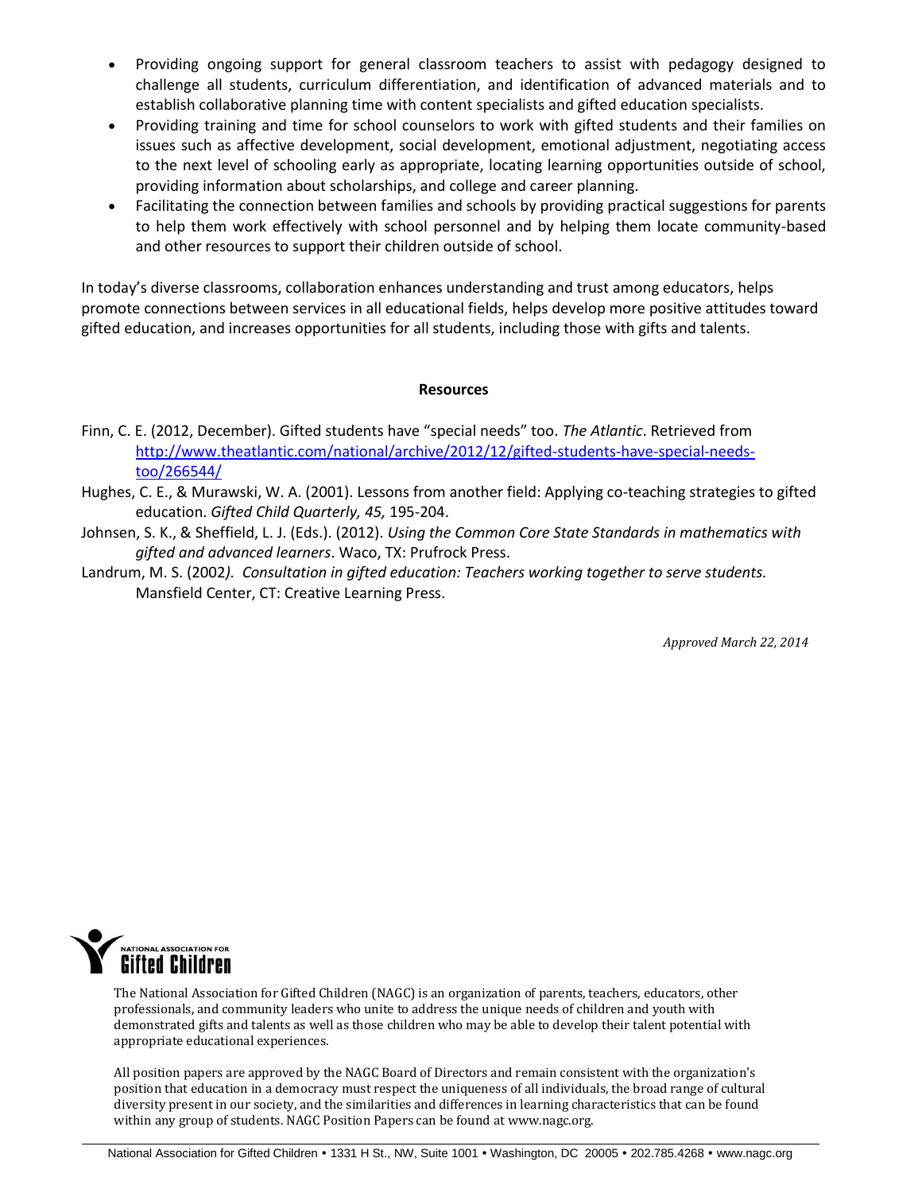- Providing ongoing support for general classroom teachers to assist with pedagogy designed to challenge all students, curriculum differentiation, and identification of advanced materials and to establish collaborative planning time with content specialists and gifted education specialists.
- Providing training and time for school counselors to work with gifted students and their families on issues such as affective development, social development, emotional adjustment, negotiating access to the next level of schooling early as appropriate, locating learning opportunities outside of school, providing information about scholarships, and college and career planning.
- Facilitating the connection between families and schools by providing practical suggestions for parents to help them work effectively with school personnel and by helping them locate community-based and other resources to support their children outside of school.

In today's diverse classrooms, collaboration enhances understanding and trust among educators, helps promote connections between services in all educational fields, helps develop more positive attitudes toward gifted education, and increases opportunities for all students, including those with gifts and talents.

**Resources**

Finn, C. E. (2012, December). Gifted students have "special needs" too. *The Atlantic*. Retrieved from http://www.theatlantic.com/national/archive/2012/12/gifted-students-have-special-needs-too/266544/

Hughes, C. E., & Murawski, W. A. (2001). Lessons from another field: Applying co-teaching strategies to gifted education. *Gifted Child Quarterly, 45,* 195-204.

Johnsen, S. K., & Sheffield, L. J. (Eds.). (2012). *Using the Common Core State Standards in mathematics with gifted and advanced learners*. Waco, TX: Prufrock Press.

Landrum, M. S. (2002*). Consultation in gifted education: Teachers working together to serve students.* Mansfield Center, CT: Creative Learning Press.

*Approved March 22, 2014*

NATIONAL ASSOCIATION FOR **Gifted Children**

The National Association for Gifted Children (NAGC) is an organization of parents, teachers, educators, other professionals, and community leaders who unite to address the unique needs of children and youth with demonstrated gifts and talents as well as those children who may be able to develop their talent potential with appropriate educational experiences.

All position papers are approved by the NAGC Board of Directors and remain consistent with the organization's position that education in a democracy must respect the uniqueness of all individuals, the broad range of cultural diversity present in our society, and the similarities and differences in learning characteristics that can be found within any group of students. NAGC Position Papers can be found at www.nagc.org.

National Association for Gifted Children • 1331 H St., NW, Suite 1001 • Washington, DC 20005 • 202.785.4268 • www.nagc.org